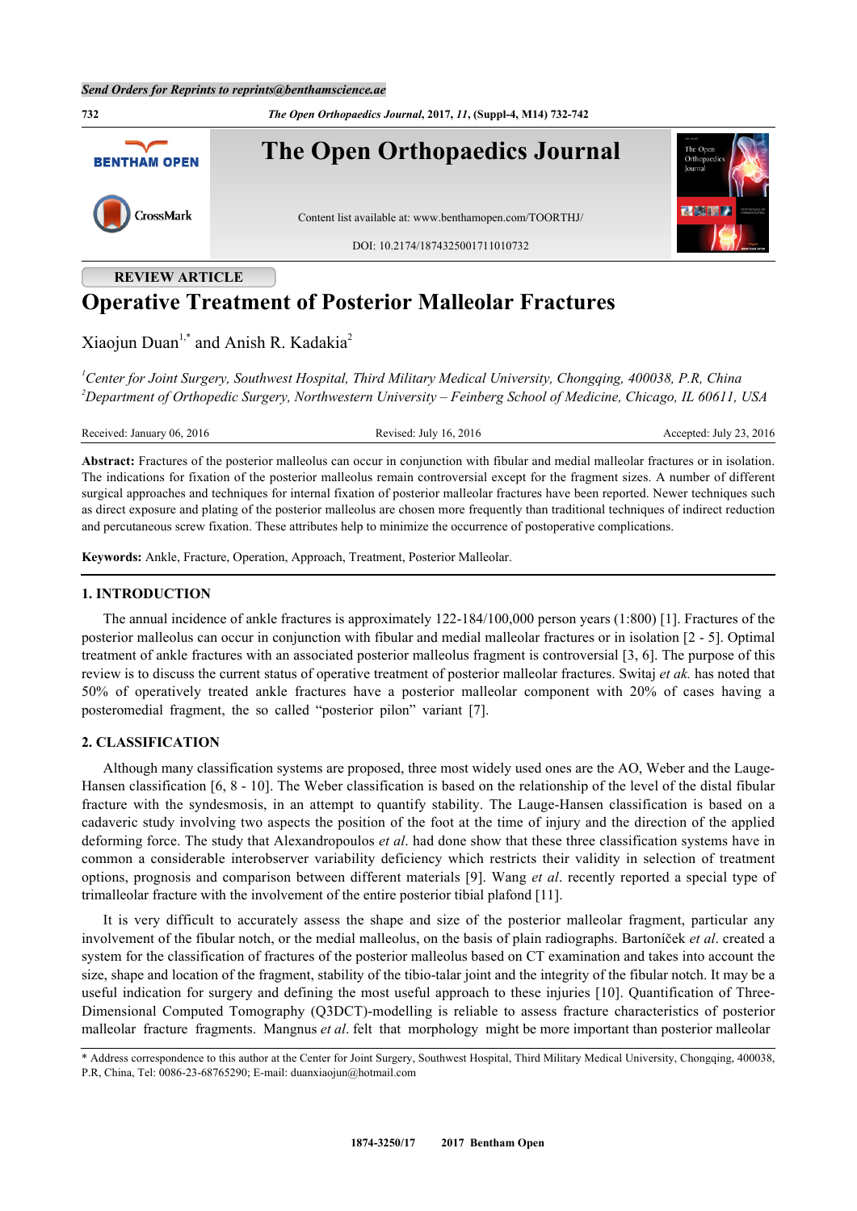REVIEW ARTICLE

# Operative Treatment of Posterior Malleolar Fractures

Xiaojun Duan[1,*] and Anish R. Kadakia[2]

[1] *Center for Joint Surgery, Southwest Hospital, Third Military Medical University, Chongqing, 400038, P.R, China*
[2] *Department of Orthopedic Surgery, Northwestern University – Feinberg School of Medicine, Chicago, IL 60611, USA*

Received: January 06, 2016 Revised: July 16, 2016 Accepted: July 23, 2016

**Abstract:** Fractures of the posterior malleolus can occur in conjunction with fibular and medial malleolar fractures or in isolation. The indications for fixation of the posterior malleolus remain controversial except for the fragment sizes. A number of different surgical approaches and techniques for internal fixation of posterior malleolar fractures have been reported. Newer techniques such as direct exposure and plating of the posterior malleolus are chosen more frequently than traditional techniques of indirect reduction and percutaneous screw fixation. These attributes help to minimize the occurrence of postoperative complications.

**Keywords:** Ankle, Fracture, Operation, Approach, Treatment, Posterior Malleolar.

## 1. INTRODUCTION

The annual incidence of ankle fractures is approximately 122-184/100,000 person years (1:800) [1]. Fractures of the posterior malleolus can occur in conjunction with fibular and medial malleolar fractures or in isolation [2 - 5]. Optimal treatment of ankle fractures with an associated posterior malleolus fragment is controversial [3, 6]. The purpose of this review is to discuss the current status of operative treatment of posterior malleolar fractures. Switaj *et ak.* has noted that 50% of operatively treated ankle fractures have a posterior malleolar component with 20% of cases having a posteromedial fragment, the so called "posterior pilon" variant [7].

## 2. CLASSIFICATION

Although many classification systems are proposed, three most widely used ones are the AO, Weber and the Lauge-Hansen classification [6, 8 - 10]. The Weber classification is based on the relationship of the level of the distal fibular fracture with the syndesmosis, in an attempt to quantify stability. The Lauge-Hansen classification is based on a cadaveric study involving two aspects the position of the foot at the time of injury and the direction of the applied deforming force. The study that Alexandropoulos *et al*. had done show that these three classification systems have in common a considerable interobserver variability deficiency which restricts their validity in selection of treatment options, prognosis and comparison between different materials [9]. Wang *et al*. recently reported a special type of trimalleolar fracture with the involvement of the entire posterior tibial plafond [11].

It is very difficult to accurately assess the shape and size of the posterior malleolar fragment, particular any involvement of the fibular notch, or the medial malleolus, on the basis of plain radiographs. Bartoníček *et al*. created a system for the classification of fractures of the posterior malleolus based on CT examination and takes into account the size, shape and location of the fragment, stability of the tibio-talar joint and the integrity of the fibular notch. It may be a useful indication for surgery and defining the most useful approach to these injuries [10]. Quantification of Three-Dimensional Computed Tomography (Q3DCT)-modelling is reliable to assess fracture characteristics of posterior malleolar fracture fragments. Mangnus *et al*. felt that morphology might be more important than posterior malleolar

* Address correspondence to this author at the Center for Joint Surgery, Southwest Hospital, Third Military Medical University, Chongqing, 400038, P.R, China, Tel: 0086-23-68765290; E-mail: duanxiaojun@hotmail.com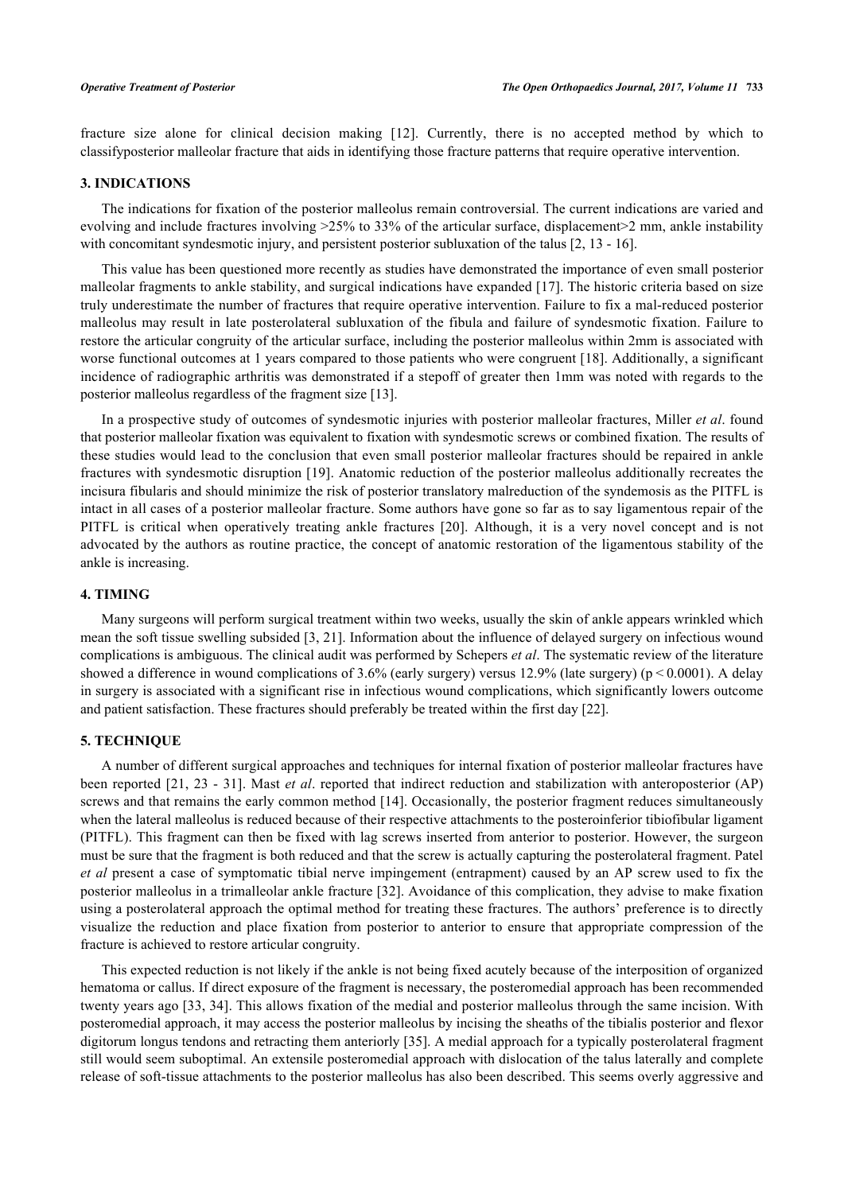fracture size alone for clinical decision making [12]. Currently, there is no accepted method by which to classifyposterior malleolar fracture that aids in identifying those fracture patterns that require operative intervention.

## 3. INDICATIONS

The indications for fixation of the posterior malleolus remain controversial. The current indications are varied and evolving and include fractures involving >25% to 33% of the articular surface, displacement>2 mm, ankle instability with concomitant syndesmotic injury, and persistent posterior subluxation of the talus [2, 13 - 16].

This value has been questioned more recently as studies have demonstrated the importance of even small posterior malleolar fragments to ankle stability, and surgical indications have expanded [17]. The historic criteria based on size truly underestimate the number of fractures that require operative intervention. Failure to fix a mal-reduced posterior malleolus may result in late posterolateral subluxation of the fibula and failure of syndesmotic fixation. Failure to restore the articular congruity of the articular surface, including the posterior malleolus within 2mm is associated with worse functional outcomes at 1 years compared to those patients who were congruent [18]. Additionally, a significant incidence of radiographic arthritis was demonstrated if a stepoff of greater then 1mm was noted with regards to the posterior malleolus regardless of the fragment size [13].

In a prospective study of outcomes of syndesmotic injuries with posterior malleolar fractures, Miller *et al*. found that posterior malleolar fixation was equivalent to fixation with syndesmotic screws or combined fixation. The results of these studies would lead to the conclusion that even small posterior malleolar fractures should be repaired in ankle fractures with syndesmotic disruption [19]. Anatomic reduction of the posterior malleolus additionally recreates the incisura fibularis and should minimize the risk of posterior translatory malreduction of the syndemosis as the PITFL is intact in all cases of a posterior malleolar fracture. Some authors have gone so far as to say ligamentous repair of the PITFL is critical when operatively treating ankle fractures [20]. Although, it is a very novel concept and is not advocated by the authors as routine practice, the concept of anatomic restoration of the ligamentous stability of the ankle is increasing.

## 4. TIMING

Many surgeons will perform surgical treatment within two weeks, usually the skin of ankle appears wrinkled which mean the soft tissue swelling subsided [3, 21]. Information about the influence of delayed surgery on infectious wound complications is ambiguous. The clinical audit was performed by Schepers *et al*. The systematic review of the literature showed a difference in wound complications of 3.6% (early surgery) versus 12.9% (late surgery) ($p < 0.0001$). A delay in surgery is associated with a significant rise in infectious wound complications, which significantly lowers outcome and patient satisfaction. These fractures should preferably be treated within the first day [22].

## 5. TECHNIQUE

A number of different surgical approaches and techniques for internal fixation of posterior malleolar fractures have been reported [21, 23 - 31]. Mast *et al*. reported that indirect reduction and stabilization with anteroposterior (AP) screws and that remains the early common method [14]. Occasionally, the posterior fragment reduces simultaneously when the lateral malleolus is reduced because of their respective attachments to the posteroinferior tibiofibular ligament (PITFL). This fragment can then be fixed with lag screws inserted from anterior to posterior. However, the surgeon must be sure that the fragment is both reduced and that the screw is actually capturing the posterolateral fragment. Patel *et al* present a case of symptomatic tibial nerve impingement (entrapment) caused by an AP screw used to fix the posterior malleolus in a trimalleolar ankle fracture [32]. Avoidance of this complication, they advise to make fixation using a posterolateral approach the optimal method for treating these fractures. The authors' preference is to directly visualize the reduction and place fixation from posterior to anterior to ensure that appropriate compression of the fracture is achieved to restore articular congruity.

This expected reduction is not likely if the ankle is not being fixed acutely because of the interposition of organized hematoma or callus. If direct exposure of the fragment is necessary, the posteromedial approach has been recommended twenty years ago [33, 34]. This allows fixation of the medial and posterior malleolus through the same incision. With posteromedial approach, it may access the posterior malleolus by incising the sheaths of the tibialis posterior and flexor digitorum longus tendons and retracting them anteriorly [35]. A medial approach for a typically posterolateral fragment still would seem suboptimal. An extensile posteromedial approach with dislocation of the talus laterally and complete release of soft-tissue attachments to the posterior malleolus has also been described. This seems overly aggressive and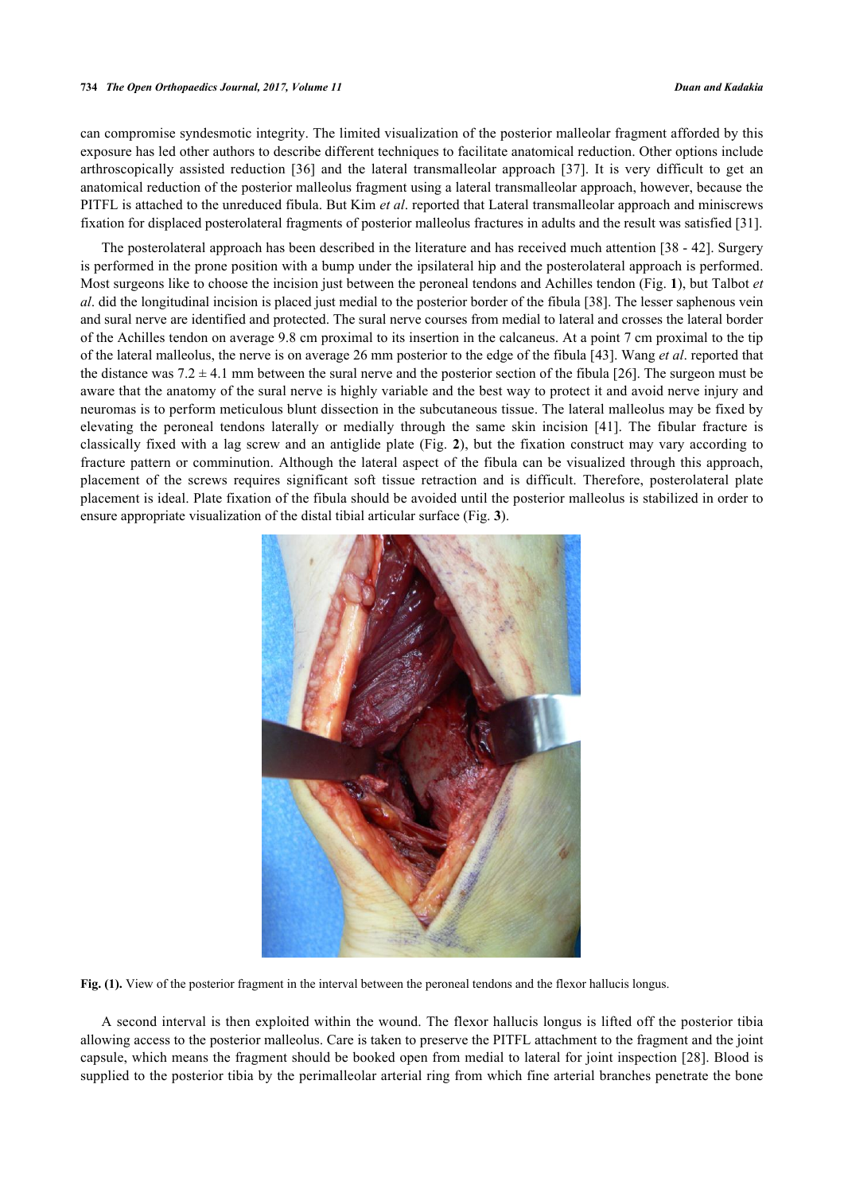can compromise syndesmotic integrity. The limited visualization of the posterior malleolar fragment afforded by this exposure has led other authors to describe different techniques to facilitate anatomical reduction. Other options include arthroscopically assisted reduction [36] and the lateral transmalleolar approach [37]. It is very difficult to get an anatomical reduction of the posterior malleolus fragment using a lateral transmalleolar approach, however, because the PITFL is attached to the unreduced fibula. But Kim *et al*. reported that Lateral transmalleolar approach and miniscrews fixation for displaced posterolateral fragments of posterior malleolus fractures in adults and the result was satisfied [31].

The posterolateral approach has been described in the literature and has received much attention [38 - 42]. Surgery is performed in the prone position with a bump under the ipsilateral hip and the posterolateral approach is performed. Most surgeons like to choose the incision just between the peroneal tendons and Achilles tendon (Fig. **1**), but Talbot *et al*. did the longitudinal incision is placed just medial to the posterior border of the fibula [38]. The lesser saphenous vein and sural nerve are identified and protected. The sural nerve courses from medial to lateral and crosses the lateral border of the Achilles tendon on average 9.8 cm proximal to its insertion in the calcaneus. At a point 7 cm proximal to the tip of the lateral malleolus, the nerve is on average 26 mm posterior to the edge of the fibula [43]. Wang *et al*. reported that the distance was $7.2 \pm 4.1$ mm between the sural nerve and the posterior section of the fibula [26]. The surgeon must be aware that the anatomy of the sural nerve is highly variable and the best way to protect it and avoid nerve injury and neuromas is to perform meticulous blunt dissection in the subcutaneous tissue. The lateral malleolus may be fixed by elevating the peroneal tendons laterally or medially through the same skin incision [41]. The fibular fracture is classically fixed with a lag screw and an antiglide plate (Fig. **2**), but the fixation construct may vary according to fracture pattern or comminution. Although the lateral aspect of the fibula can be visualized through this approach, placement of the screws requires significant soft tissue retraction and is difficult. Therefore, posterolateral plate placement is ideal. Plate fixation of the fibula should be avoided until the posterior malleolus is stabilized in order to ensure appropriate visualization of the distal tibial articular surface (Fig. **3**).

**Fig. (1).** View of the posterior fragment in the interval between the peroneal tendons and the flexor hallucis longus.

A second interval is then exploited within the wound. The flexor hallucis longus is lifted off the posterior tibia allowing access to the posterior malleolus. Care is taken to preserve the PITFL attachment to the fragment and the joint capsule, which means the fragment should be booked open from medial to lateral for joint inspection [28]. Blood is supplied to the posterior tibia by the perimalleolar arterial ring from which fine arterial branches penetrate the bone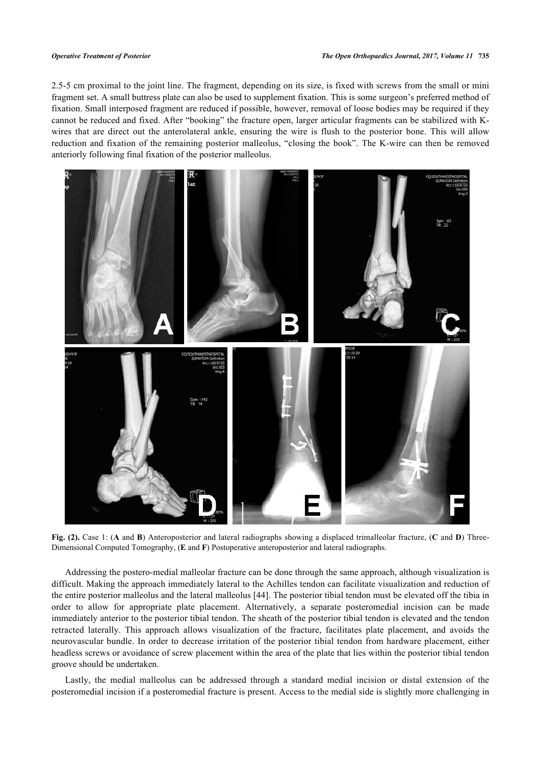2.5-5 cm proximal to the joint line. The fragment, depending on its size, is fixed with screws from the small or mini fragment set. A small buttress plate can also be used to supplement fixation. This is some surgeon's preferred method of fixation. Small interposed fragment are reduced if possible, however, removal of loose bodies may be required if they cannot be reduced and fixed. After "booking" the fracture open, larger articular fragments can be stabilized with K-wires that are direct out the anterolateral ankle, ensuring the wire is flush to the posterior bone. This will allow reduction and fixation of the remaining posterior malleolus, "closing the book". The K-wire can then be removed anteriorly following final fixation of the posterior malleolus.

**Fig. (2).** Case 1: (**A** and **B**) Anteroposterior and lateral radiographs showing a displaced trimalleolar fracture, (**C** and **D**) Three-Dimensional Computed Tomography, (**E** and **F**) Postoperative anteroposterior and lateral radiographs.

Addressing the postero-medial malleolar fracture can be done through the same approach, although visualization is difficult. Making the approach immediately lateral to the Achilles tendon can facilitate visualization and reduction of the entire posterior malleolus and the lateral malleolus [44]. The posterior tibial tendon must be elevated off the tibia in order to allow for appropriate plate placement. Alternatively, a separate posteromedial incision can be made immediately anterior to the posterior tibial tendon. The sheath of the posterior tibial tendon is elevated and the tendon retracted laterally. This approach allows visualization of the fracture, facilitates plate placement, and avoids the neurovascular bundle. In order to decrease irritation of the posterior tibial tendon from hardware placement, either headless screws or avoidance of screw placement within the area of the plate that lies within the posterior tibial tendon groove should be undertaken.

Lastly, the medial malleolus can be addressed through a standard medial incision or distal extension of the posteromedial incision if a posteromedial fracture is present. Access to the medial side is slightly more challenging in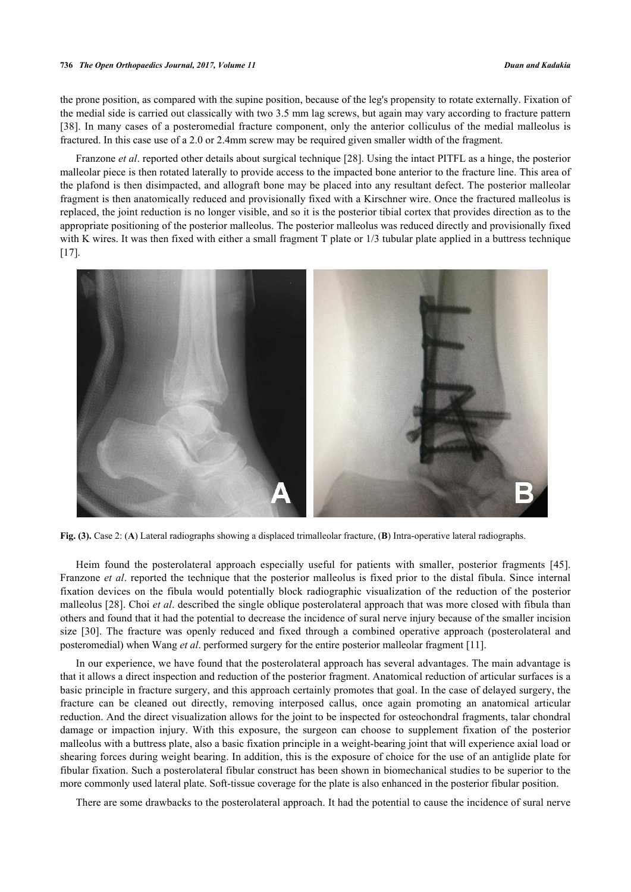the prone position, as compared with the supine position, because of the leg's propensity to rotate externally. Fixation of the medial side is carried out classically with two 3.5 mm lag screws, but again may vary according to fracture pattern [38]. In many cases of a posteromedial fracture component, only the anterior colliculus of the medial malleolus is fractured. In this case use of a 2.0 or 2.4mm screw may be required given smaller width of the fragment.

Franzone *et al*. reported other details about surgical technique [28]. Using the intact PITFL as a hinge, the posterior malleolar piece is then rotated laterally to provide access to the impacted bone anterior to the fracture line. This area of the plafond is then disimpacted, and allograft bone may be placed into any resultant defect. The posterior malleolar fragment is then anatomically reduced and provisionally fixed with a Kirschner wire. Once the fractured malleolus is replaced, the joint reduction is no longer visible, and so it is the posterior tibial cortex that provides direction as to the appropriate positioning of the posterior malleolus. The posterior malleolus was reduced directly and provisionally fixed with K wires. It was then fixed with either a small fragment T plate or 1/3 tubular plate applied in a buttress technique [17].

**Fig. (3).** Case 2: (**A**) Lateral radiographs showing a displaced trimalleolar fracture, (**B**) Intra-operative lateral radiographs.

Heim found the posterolateral approach especially useful for patients with smaller, posterior fragments [45]. Franzone *et al*. reported the technique that the posterior malleolus is fixed prior to the distal fibula. Since internal fixation devices on the fibula would potentially block radiographic visualization of the reduction of the posterior malleolus [28]. Choi *et al*. described the single oblique posterolateral approach that was more closed with fibula than others and found that it had the potential to decrease the incidence of sural nerve injury because of the smaller incision size [30]. The fracture was openly reduced and fixed through a combined operative approach (posterolateral and posteromedial) when Wang *et al*. performed surgery for the entire posterior malleolar fragment [11].

In our experience, we have found that the posterolateral approach has several advantages. The main advantage is that it allows a direct inspection and reduction of the posterior fragment. Anatomical reduction of articular surfaces is a basic principle in fracture surgery, and this approach certainly promotes that goal. In the case of delayed surgery, the fracture can be cleaned out directly, removing interposed callus, once again promoting an anatomical articular reduction. And the direct visualization allows for the joint to be inspected for osteochondral fragments, talar chondral damage or impaction injury. With this exposure, the surgeon can choose to supplement fixation of the posterior malleolus with a buttress plate, also a basic fixation principle in a weight-bearing joint that will experience axial load or shearing forces during weight bearing. In addition, this is the exposure of choice for the use of an antiglide plate for fibular fixation. Such a posterolateral fibular construct has been shown in biomechanical studies to be superior to the more commonly used lateral plate. Soft-tissue coverage for the plate is also enhanced in the posterior fibular position.

There are some drawbacks to the posterolateral approach. It had the potential to cause the incidence of sural nerve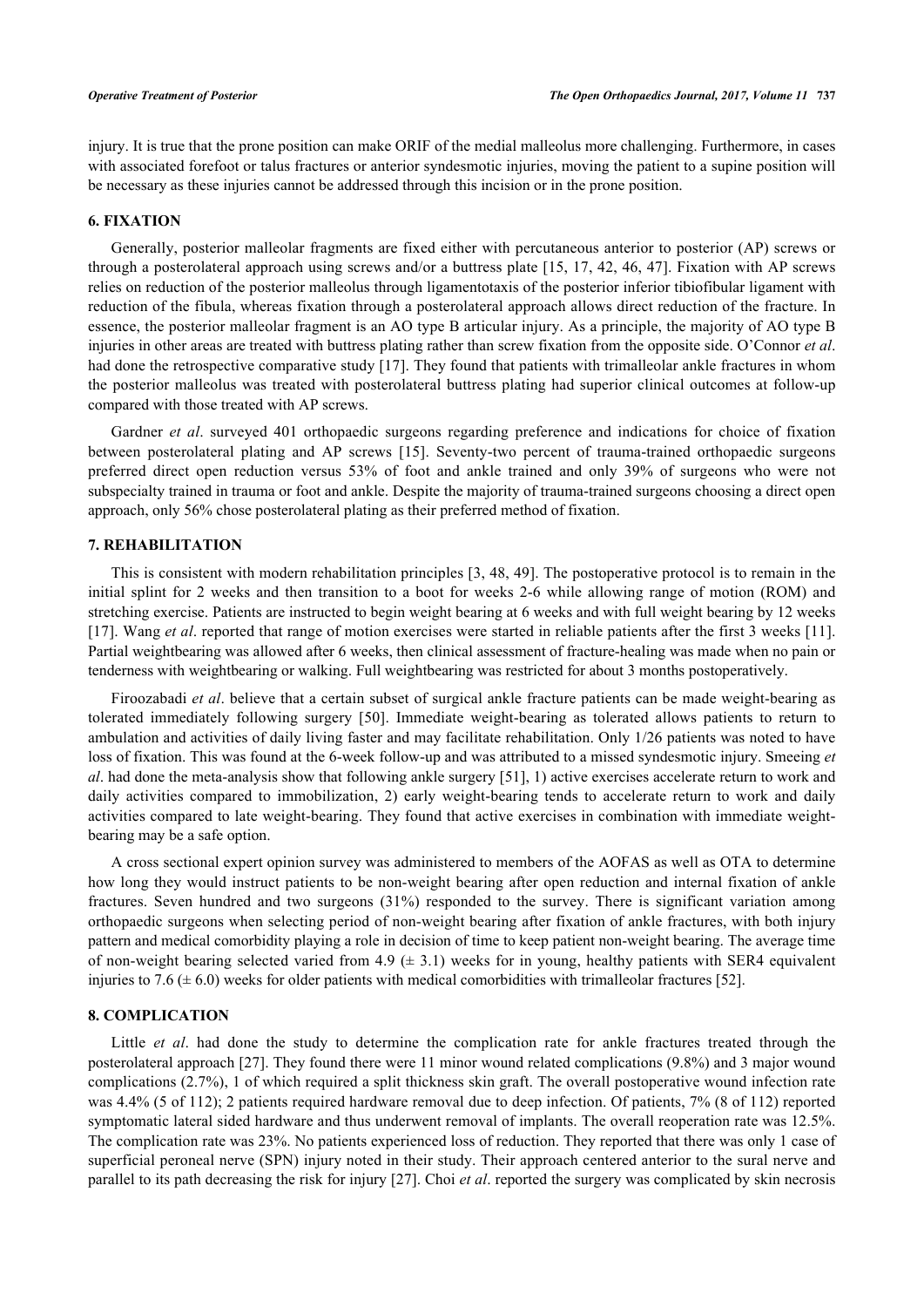injury. It is true that the prone position can make ORIF of the medial malleolus more challenging. Furthermore, in cases with associated forefoot or talus fractures or anterior syndesmotic injuries, moving the patient to a supine position will be necessary as these injuries cannot be addressed through this incision or in the prone position.

## 6. FIXATION

Generally, posterior malleolar fragments are fixed either with percutaneous anterior to posterior (AP) screws or through a posterolateral approach using screws and/or a buttress plate [15, 17, 42, 46, 47]. Fixation with AP screws relies on reduction of the posterior malleolus through ligamentotaxis of the posterior inferior tibiofibular ligament with reduction of the fibula, whereas fixation through a posterolateral approach allows direct reduction of the fracture. In essence, the posterior malleolar fragment is an AO type B articular injury. As a principle, the majority of AO type B injuries in other areas are treated with buttress plating rather than screw fixation from the opposite side. O'Connor *et al*. had done the retrospective comparative study [17]. They found that patients with trimalleolar ankle fractures in whom the posterior malleolus was treated with posterolateral buttress plating had superior clinical outcomes at follow-up compared with those treated with AP screws.

Gardner *et al*. surveyed 401 orthopaedic surgeons regarding preference and indications for choice of fixation between posterolateral plating and AP screws [15]. Seventy-two percent of trauma-trained orthopaedic surgeons preferred direct open reduction versus 53% of foot and ankle trained and only 39% of surgeons who were not subspecialty trained in trauma or foot and ankle. Despite the majority of trauma-trained surgeons choosing a direct open approach, only 56% chose posterolateral plating as their preferred method of fixation.

## 7. REHABILITATION

This is consistent with modern rehabilitation principles [3, 48, 49]. The postoperative protocol is to remain in the initial splint for 2 weeks and then transition to a boot for weeks 2-6 while allowing range of motion (ROM) and stretching exercise. Patients are instructed to begin weight bearing at 6 weeks and with full weight bearing by 12 weeks [17]. Wang *et al*. reported that range of motion exercises were started in reliable patients after the first 3 weeks [11]. Partial weightbearing was allowed after 6 weeks, then clinical assessment of fracture-healing was made when no pain or tenderness with weightbearing or walking. Full weightbearing was restricted for about 3 months postoperatively.

Firoozabadi *et al*. believe that a certain subset of surgical ankle fracture patients can be made weight-bearing as tolerated immediately following surgery [50]. Immediate weight-bearing as tolerated allows patients to return to ambulation and activities of daily living faster and may facilitate rehabilitation. Only 1/26 patients was noted to have loss of fixation. This was found at the 6-week follow-up and was attributed to a missed syndesmotic injury. Smeeing *et al*. had done the meta-analysis show that following ankle surgery [51], 1) active exercises accelerate return to work and daily activities compared to immobilization, 2) early weight-bearing tends to accelerate return to work and daily activities compared to late weight-bearing. They found that active exercises in combination with immediate weight-bearing may be a safe option.

A cross sectional expert opinion survey was administered to members of the AOFAS as well as OTA to determine how long they would instruct patients to be non-weight bearing after open reduction and internal fixation of ankle fractures. Seven hundred and two surgeons (31%) responded to the survey. There is significant variation among orthopaedic surgeons when selecting period of non-weight bearing after fixation of ankle fractures, with both injury pattern and medical comorbidity playing a role in decision of time to keep patient non-weight bearing. The average time of non-weight bearing selected varied from 4.9 ($\pm$ 3.1) weeks for in young, healthy patients with SER4 equivalent injuries to 7.6 ($\pm$ 6.0) weeks for older patients with medical comorbidities with trimalleolar fractures [52].

## 8. COMPLICATION

Little *et al*. had done the study to determine the complication rate for ankle fractures treated through the posterolateral approach [27]. They found there were 11 minor wound related complications (9.8%) and 3 major wound complications (2.7%), 1 of which required a split thickness skin graft. The overall postoperative wound infection rate was 4.4% (5 of 112); 2 patients required hardware removal due to deep infection. Of patients, 7% (8 of 112) reported symptomatic lateral sided hardware and thus underwent removal of implants. The overall reoperation rate was 12.5%. The complication rate was 23%. No patients experienced loss of reduction. They reported that there was only 1 case of superficial peroneal nerve (SPN) injury noted in their study. Their approach centered anterior to the sural nerve and parallel to its path decreasing the risk for injury [27]. Choi *et al*. reported the surgery was complicated by skin necrosis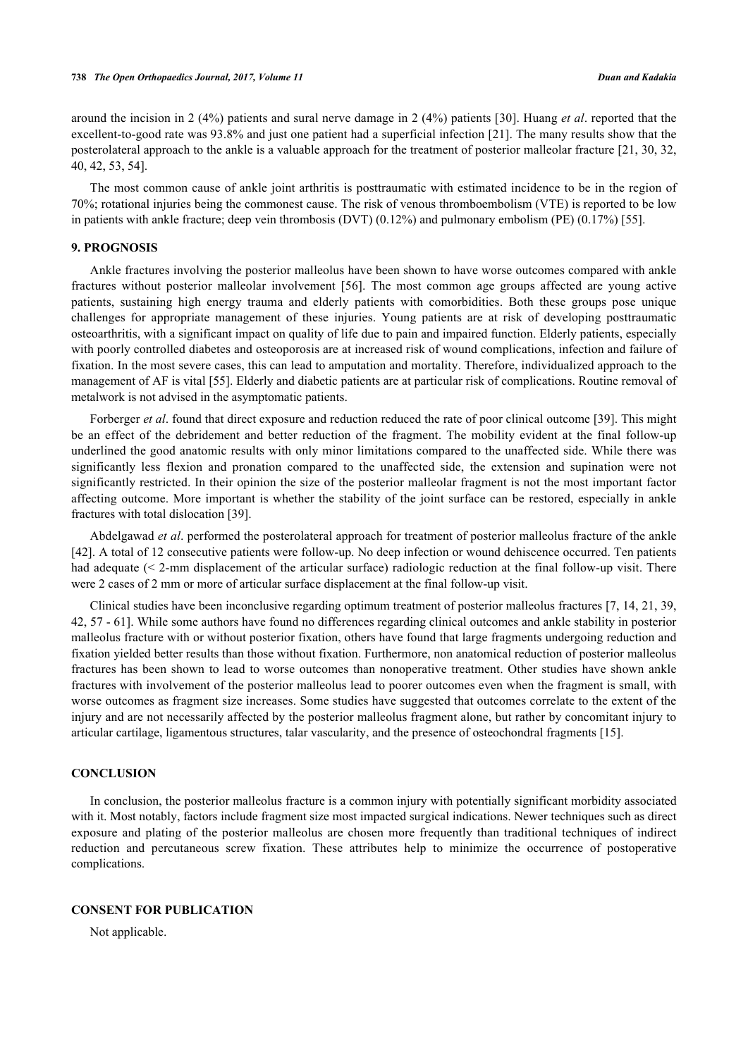around the incision in 2 (4%) patients and sural nerve damage in 2 (4%) patients [30]. Huang *et al*. reported that the excellent-to-good rate was 93.8% and just one patient had a superficial infection [21]. The many results show that the posterolateral approach to the ankle is a valuable approach for the treatment of posterior malleolar fracture [21, 30, 32, 40, 42, 53, 54].

The most common cause of ankle joint arthritis is posttraumatic with estimated incidence to be in the region of 70%; rotational injuries being the commonest cause. The risk of venous thromboembolism (VTE) is reported to be low in patients with ankle fracture; deep vein thrombosis (DVT) (0.12%) and pulmonary embolism (PE) (0.17%) [55].

## 9. PROGNOSIS

Ankle fractures involving the posterior malleolus have been shown to have worse outcomes compared with ankle fractures without posterior malleolar involvement [56]. The most common age groups affected are young active patients, sustaining high energy trauma and elderly patients with comorbidities. Both these groups pose unique challenges for appropriate management of these injuries. Young patients are at risk of developing posttraumatic osteoarthritis, with a significant impact on quality of life due to pain and impaired function. Elderly patients, especially with poorly controlled diabetes and osteoporosis are at increased risk of wound complications, infection and failure of fixation. In the most severe cases, this can lead to amputation and mortality. Therefore, individualized approach to the management of AF is vital [55]. Elderly and diabetic patients are at particular risk of complications. Routine removal of metalwork is not advised in the asymptomatic patients.

Forberger *et al*. found that direct exposure and reduction reduced the rate of poor clinical outcome [39]. This might be an effect of the debridement and better reduction of the fragment. The mobility evident at the final follow-up underlined the good anatomic results with only minor limitations compared to the unaffected side. While there was significantly less flexion and pronation compared to the unaffected side, the extension and supination were not significantly restricted. In their opinion the size of the posterior malleolar fragment is not the most important factor affecting outcome. More important is whether the stability of the joint surface can be restored, especially in ankle fractures with total dislocation [39].

Abdelgawad *et al*. performed the posterolateral approach for treatment of posterior malleolus fracture of the ankle [42]. A total of 12 consecutive patients were follow-up. No deep infection or wound dehiscence occurred. Ten patients had adequate (< 2-mm displacement of the articular surface) radiologic reduction at the final follow-up visit. There were 2 cases of 2 mm or more of articular surface displacement at the final follow-up visit.

Clinical studies have been inconclusive regarding optimum treatment of posterior malleolus fractures [7, 14, 21, 39, 42, 57 - 61]. While some authors have found no differences regarding clinical outcomes and ankle stability in posterior malleolus fracture with or without posterior fixation, others have found that large fragments undergoing reduction and fixation yielded better results than those without fixation. Furthermore, non anatomical reduction of posterior malleolus fractures has been shown to lead to worse outcomes than nonoperative treatment. Other studies have shown ankle fractures with involvement of the posterior malleolus lead to poorer outcomes even when the fragment is small, with worse outcomes as fragment size increases. Some studies have suggested that outcomes correlate to the extent of the injury and are not necessarily affected by the posterior malleolus fragment alone, but rather by concomitant injury to articular cartilage, ligamentous structures, talar vascularity, and the presence of osteochondral fragments [15].

## CONCLUSION

In conclusion, the posterior malleolus fracture is a common injury with potentially significant morbidity associated with it. Most notably, factors include fragment size most impacted surgical indications. Newer techniques such as direct exposure and plating of the posterior malleolus are chosen more frequently than traditional techniques of indirect reduction and percutaneous screw fixation. These attributes help to minimize the occurrence of postoperative complications.

## CONSENT FOR PUBLICATION

Not applicable.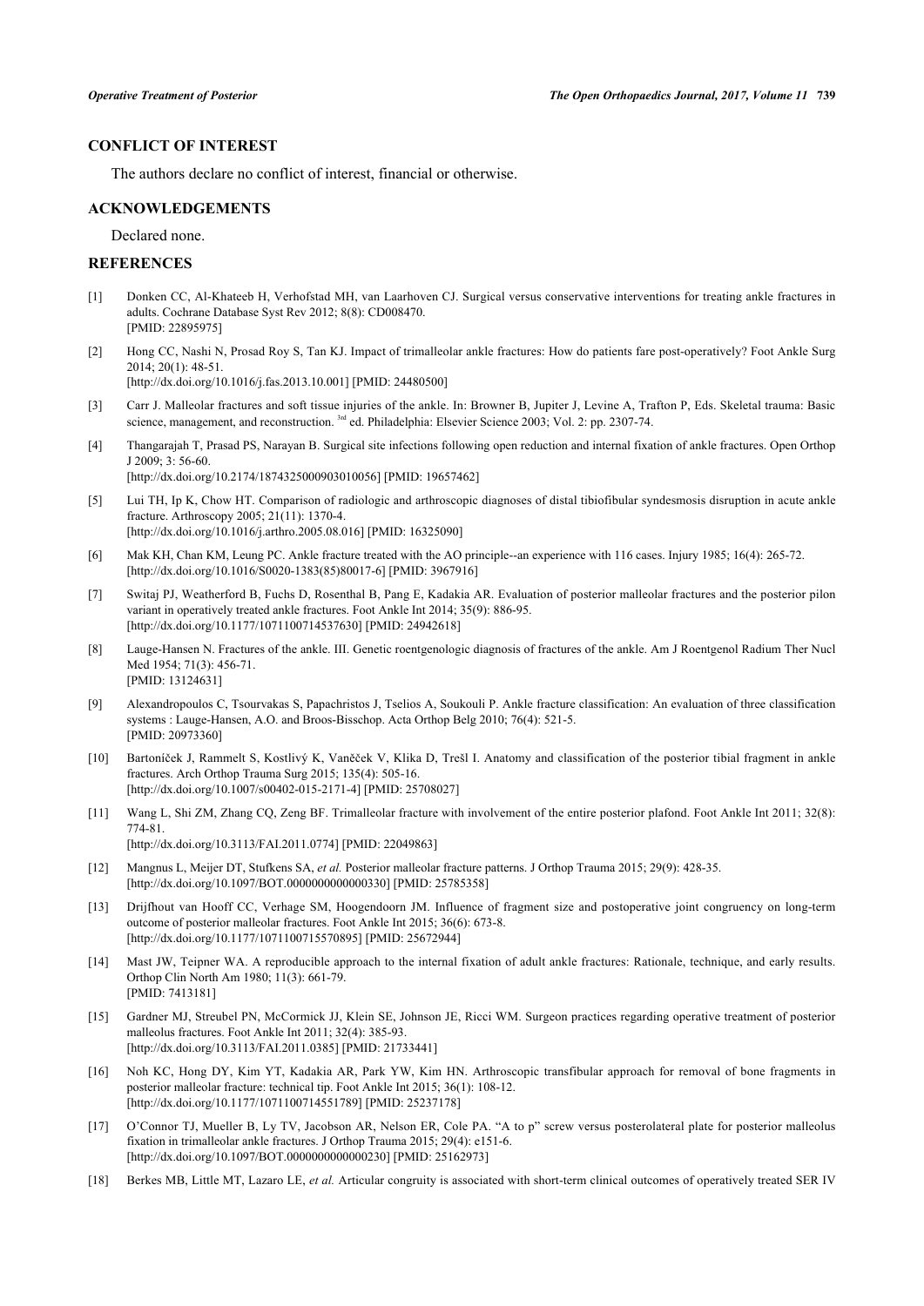## CONFLICT OF INTEREST

The authors declare no conflict of interest, financial or otherwise.

## ACKNOWLEDGEMENTS

Declared none.

## REFERENCES

[1] Donken CC, Al-Khateeb H, Verhofstad MH, van Laarhoven CJ. Surgical versus conservative interventions for treating ankle fractures in adults. Cochrane Database Syst Rev 2012; 8(8): CD008470.
[PMID: 22895975]

[2] Hong CC, Nashi N, Prosad Roy S, Tan KJ. Impact of trimalleolar ankle fractures: How do patients fare post-operatively? Foot Ankle Surg 2014; 20(1): 48-51.
[http://dx.doi.org/10.1016/j.fas.2013.10.001] [PMID: 24480500]

[3] Carr J. Malleolar fractures and soft tissue injuries of the ankle. In: Browner B, Jupiter J, Levine A, Trafton P, Eds. Skeletal trauma: Basic science, management, and reconstruction. 3rd ed. Philadelphia: Elsevier Science 2003; Vol. 2: pp. 2307-74.

[4] Thangarajah T, Prasad PS, Narayan B. Surgical site infections following open reduction and internal fixation of ankle fractures. Open Orthop J 2009; 3: 56-60.
[http://dx.doi.org/10.2174/1874325000903010056] [PMID: 19657462]

[5] Lui TH, Ip K, Chow HT. Comparison of radiologic and arthroscopic diagnoses of distal tibiofibular syndesmosis disruption in acute ankle fracture. Arthroscopy 2005; 21(11): 1370-4.
[http://dx.doi.org/10.1016/j.arthro.2005.08.016] [PMID: 16325090]

[6] Mak KH, Chan KM, Leung PC. Ankle fracture treated with the AO principle--an experience with 116 cases. Injury 1985; 16(4): 265-72.
[http://dx.doi.org/10.1016/S0020-1383(85)80017-6] [PMID: 3967916]

[7] Switaj PJ, Weatherford B, Fuchs D, Rosenthal B, Pang E, Kadakia AR. Evaluation of posterior malleolar fractures and the posterior pilon variant in operatively treated ankle fractures. Foot Ankle Int 2014; 35(9): 886-95.
[http://dx.doi.org/10.1177/1071100714537630] [PMID: 24942618]

[8] Lauge-Hansen N. Fractures of the ankle. III. Genetic roentgenologic diagnosis of fractures of the ankle. Am J Roentgenol Radium Ther Nucl Med 1954; 71(3): 456-71.
[PMID: 13124631]

[9] Alexandropoulos C, Tsourvakas S, Papachristos J, Tselios A, Soukouli P. Ankle fracture classification: An evaluation of three classification systems : Lauge-Hansen, A.O. and Broos-Bisschop. Acta Orthop Belg 2010; 76(4): 521-5.
[PMID: 20973360]

[10] Bartoníček J, Rammelt S, Kostlivý K, Vaněček V, Klika D, Trešl I. Anatomy and classification of the posterior tibial fragment in ankle fractures. Arch Orthop Trauma Surg 2015; 135(4): 505-16.
[http://dx.doi.org/10.1007/s00402-015-2171-4] [PMID: 25708027]

[11] Wang L, Shi ZM, Zhang CQ, Zeng BF. Trimalleolar fracture with involvement of the entire posterior plafond. Foot Ankle Int 2011; 32(8): 774-81.
[http://dx.doi.org/10.3113/FAI.2011.0774] [PMID: 22049863]

[12] Mangnus L, Meijer DT, Stufkens SA, *et al.* Posterior malleolar fracture patterns. J Orthop Trauma 2015; 29(9): 428-35.
[http://dx.doi.org/10.1097/BOT.0000000000000330] [PMID: 25785358]

[13] Drijfhout van Hooff CC, Verhage SM, Hoogendoorn JM. Influence of fragment size and postoperative joint congruency on long-term outcome of posterior malleolar fractures. Foot Ankle Int 2015; 36(6): 673-8.
[http://dx.doi.org/10.1177/1071100715570895] [PMID: 25672944]

[14] Mast JW, Teipner WA. A reproducible approach to the internal fixation of adult ankle fractures: Rationale, technique, and early results. Orthop Clin North Am 1980; 11(3): 661-79.
[PMID: 7413181]

[15] Gardner MJ, Streubel PN, McCormick JJ, Klein SE, Johnson JE, Ricci WM. Surgeon practices regarding operative treatment of posterior malleolus fractures. Foot Ankle Int 2011; 32(4): 385-93.
[http://dx.doi.org/10.3113/FAI.2011.0385] [PMID: 21733441]

[16] Noh KC, Hong DY, Kim YT, Kadakia AR, Park YW, Kim HN. Arthroscopic transfibular approach for removal of bone fragments in posterior malleolar fracture: technical tip. Foot Ankle Int 2015; 36(1): 108-12.
[http://dx.doi.org/10.1177/1071100714551789] [PMID: 25237178]

[17] O'Connor TJ, Mueller B, Ly TV, Jacobson AR, Nelson ER, Cole PA. "A to p" screw versus posterolateral plate for posterior malleolus fixation in trimalleolar ankle fractures. J Orthop Trauma 2015; 29(4): e151-6.
[http://dx.doi.org/10.1097/BOT.0000000000000230] [PMID: 25162973]

[18] Berkes MB, Little MT, Lazaro LE, *et al.* Articular congruity is associated with short-term clinical outcomes of operatively treated SER IV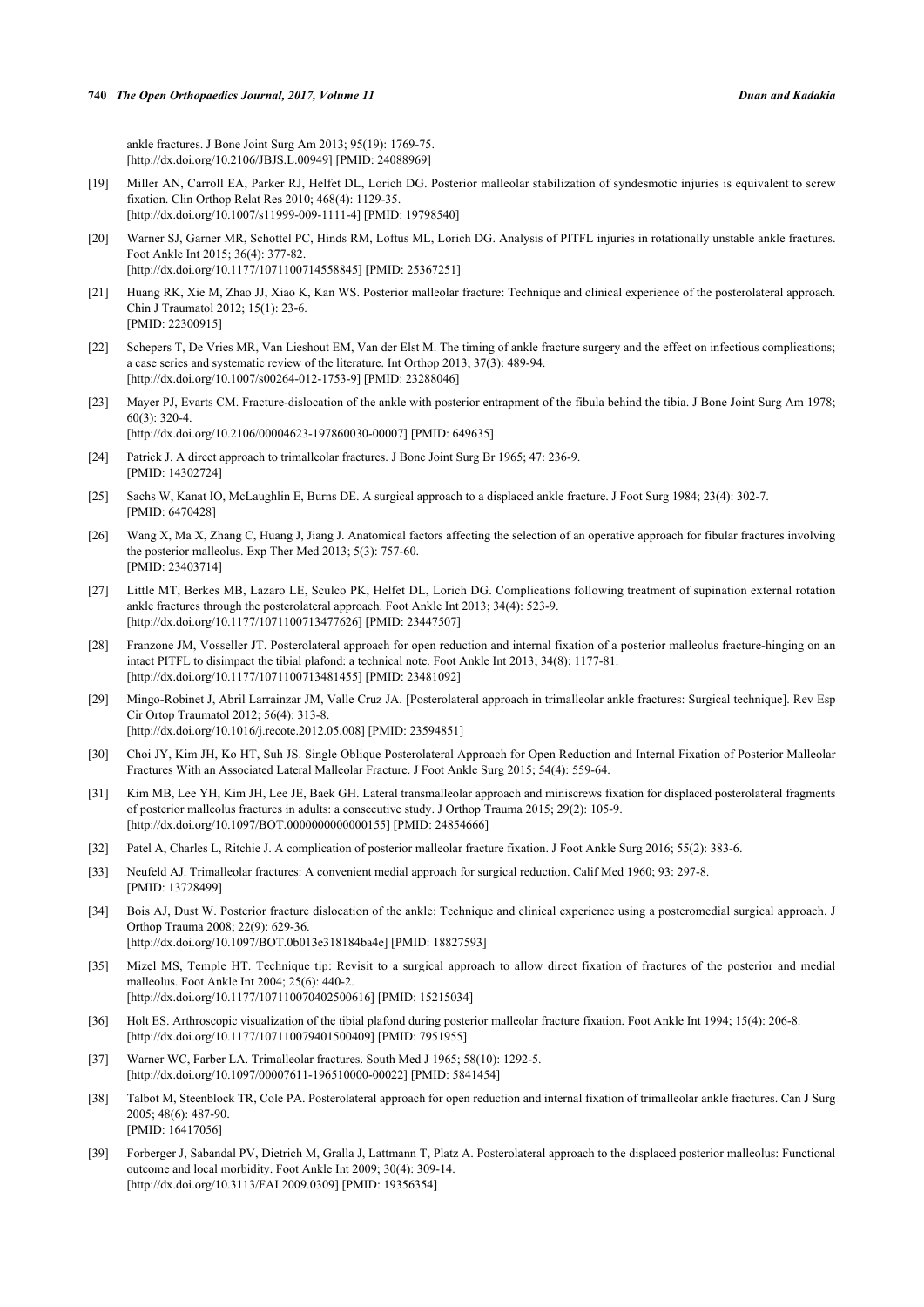ankle fractures. J Bone Joint Surg Am 2013; 95(19): 1769-75.
[http://dx.doi.org/10.2106/JBJS.L.00949] [PMID: 24088969]

[19] Miller AN, Carroll EA, Parker RJ, Helfet DL, Lorich DG. Posterior malleolar stabilization of syndesmotic injuries is equivalent to screw fixation. Clin Orthop Relat Res 2010; 468(4): 1129-35.
[http://dx.doi.org/10.1007/s11999-009-1111-4] [PMID: 19798540]

[20] Warner SJ, Garner MR, Schottel PC, Hinds RM, Loftus ML, Lorich DG. Analysis of PITFL injuries in rotationally unstable ankle fractures. Foot Ankle Int 2015; 36(4): 377-82.
[http://dx.doi.org/10.1177/1071100714558845] [PMID: 25367251]

[21] Huang RK, Xie M, Zhao JJ, Xiao K, Kan WS. Posterior malleolar fracture: Technique and clinical experience of the posterolateral approach. Chin J Traumatol 2012; 15(1): 23-6.
[PMID: 22300915]

[22] Schepers T, De Vries MR, Van Lieshout EM, Van der Elst M. The timing of ankle fracture surgery and the effect on infectious complications; a case series and systematic review of the literature. Int Orthop 2013; 37(3): 489-94.
[http://dx.doi.org/10.1007/s00264-012-1753-9] [PMID: 23288046]

[23] Mayer PJ, Evarts CM. Fracture-dislocation of the ankle with posterior entrapment of the fibula behind the tibia. J Bone Joint Surg Am 1978; 60(3): 320-4.
[http://dx.doi.org/10.2106/00004623-197860030-00007] [PMID: 649635]

[24] Patrick J. A direct approach to trimalleolar fractures. J Bone Joint Surg Br 1965; 47: 236-9.
[PMID: 14302724]

[25] Sachs W, Kanat IO, McLaughlin E, Burns DE. A surgical approach to a displaced ankle fracture. J Foot Surg 1984; 23(4): 302-7.
[PMID: 6470428]

[26] Wang X, Ma X, Zhang C, Huang J, Jiang J. Anatomical factors affecting the selection of an operative approach for fibular fractures involving the posterior malleolus. Exp Ther Med 2013; 5(3): 757-60.
[PMID: 23403714]

[27] Little MT, Berkes MB, Lazaro LE, Sculco PK, Helfet DL, Lorich DG. Complications following treatment of supination external rotation ankle fractures through the posterolateral approach. Foot Ankle Int 2013; 34(4): 523-9.
[http://dx.doi.org/10.1177/1071100713477626] [PMID: 23447507]

[28] Franzone JM, Vosseller JT. Posterolateral approach for open reduction and internal fixation of a posterior malleolus fracture-hinging on an intact PITFL to disimpact the tibial plafond: a technical note. Foot Ankle Int 2013; 34(8): 1177-81.
[http://dx.doi.org/10.1177/1071100713481455] [PMID: 23481092]

[29] Mingo-Robinet J, Abril Larrainzar JM, Valle Cruz JA. [Posterolateral approach in trimalleolar ankle fractures: Surgical technique]. Rev Esp Cir Ortop Traumatol 2012; 56(4): 313-8.
[http://dx.doi.org/10.1016/j.recote.2012.05.008] [PMID: 23594851]

[30] Choi JY, Kim JH, Ko HT, Suh JS. Single Oblique Posterolateral Approach for Open Reduction and Internal Fixation of Posterior Malleolar Fractures With an Associated Lateral Malleolar Fracture. J Foot Ankle Surg 2015; 54(4): 559-64.

[31] Kim MB, Lee YH, Kim JH, Lee JE, Baek GH. Lateral transmalleolar approach and miniscrews fixation for displaced posterolateral fragments of posterior malleolus fractures in adults: a consecutive study. J Orthop Trauma 2015; 29(2): 105-9.
[http://dx.doi.org/10.1097/BOT.0000000000000155] [PMID: 24854666]

[32] Patel A, Charles L, Ritchie J. A complication of posterior malleolar fracture fixation. J Foot Ankle Surg 2016; 55(2): 383-6.

[33] Neufeld AJ. Trimalleolar fractures: A convenient medial approach for surgical reduction. Calif Med 1960; 93: 297-8.
[PMID: 13728499]

[34] Bois AJ, Dust W. Posterior fracture dislocation of the ankle: Technique and clinical experience using a posteromedial surgical approach. J Orthop Trauma 2008; 22(9): 629-36.
[http://dx.doi.org/10.1097/BOT.0b013e318184ba4e] [PMID: 18827593]

[35] Mizel MS, Temple HT. Technique tip: Revisit to a surgical approach to allow direct fixation of fractures of the posterior and medial malleolus. Foot Ankle Int 2004; 25(6): 440-2.
[http://dx.doi.org/10.1177/107110070402500616] [PMID: 15215034]

[36] Holt ES. Arthroscopic visualization of the tibial plafond during posterior malleolar fracture fixation. Foot Ankle Int 1994; 15(4): 206-8.
[http://dx.doi.org/10.1177/107110079401500409] [PMID: 7951955]

[37] Warner WC, Farber LA. Trimalleolar fractures. South Med J 1965; 58(10): 1292-5.
[http://dx.doi.org/10.1097/00007611-196510000-00022] [PMID: 5841454]

[38] Talbot M, Steenblock TR, Cole PA. Posterolateral approach for open reduction and internal fixation of trimalleolar ankle fractures. Can J Surg 2005; 48(6): 487-90.
[PMID: 16417056]

[39] Forberger J, Sabandal PV, Dietrich M, Gralla J, Lattmann T, Platz A. Posterolateral approach to the displaced posterior malleolus: Functional outcome and local morbidity. Foot Ankle Int 2009; 30(4): 309-14.
[http://dx.doi.org/10.3113/FAI.2009.0309] [PMID: 19356354]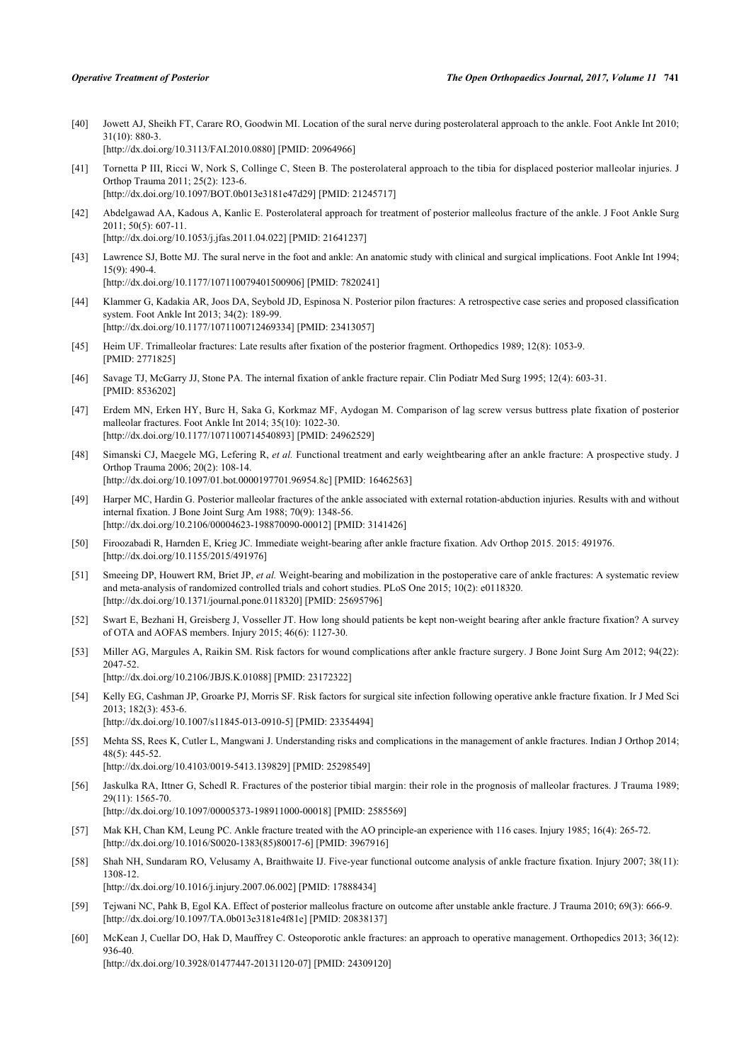[40] Jowett AJ, Sheikh FT, Carare RO, Goodwin MI. Location of the sural nerve during posterolateral approach to the ankle. Foot Ankle Int 2010; 31(10): 880-3.
[http://dx.doi.org/10.3113/FAI.2010.0880] [PMID: 20964966]

[41] Tornetta P III, Ricci W, Nork S, Collinge C, Steen B. The posterolateral approach to the tibia for displaced posterior malleolar injuries. J Orthop Trauma 2011; 25(2): 123-6.
[http://dx.doi.org/10.1097/BOT.0b013e3181e47d29] [PMID: 21245717]

[42] Abdelgawad AA, Kadous A, Kanlic E. Posterolateral approach for treatment of posterior malleolus fracture of the ankle. J Foot Ankle Surg 2011; 50(5): 607-11.
[http://dx.doi.org/10.1053/j.jfas.2011.04.022] [PMID: 21641237]

[43] Lawrence SJ, Botte MJ. The sural nerve in the foot and ankle: An anatomic study with clinical and surgical implications. Foot Ankle Int 1994; 15(9): 490-4.
[http://dx.doi.org/10.1177/107110079401500906] [PMID: 7820241]

[44] Klammer G, Kadakia AR, Joos DA, Seybold JD, Espinosa N. Posterior pilon fractures: A retrospective case series and proposed classification system. Foot Ankle Int 2013; 34(2): 189-99.
[http://dx.doi.org/10.1177/1071100712469334] [PMID: 23413057]

[45] Heim UF. Trimalleolar fractures: Late results after fixation of the posterior fragment. Orthopedics 1989; 12(8): 1053-9.
[PMID: 2771825]

[46] Savage TJ, McGarry JJ, Stone PA. The internal fixation of ankle fracture repair. Clin Podiatr Med Surg 1995; 12(4): 603-31.
[PMID: 8536202]

[47] Erdem MN, Erken HY, Burc H, Saka G, Korkmaz MF, Aydogan M. Comparison of lag screw versus buttress plate fixation of posterior malleolar fractures. Foot Ankle Int 2014; 35(10): 1022-30.
[http://dx.doi.org/10.1177/1071100714540893] [PMID: 24962529]

[48] Simanski CJ, Maegele MG, Lefering R, *et al.* Functional treatment and early weightbearing after an ankle fracture: A prospective study. J Orthop Trauma 2006; 20(2): 108-14.
[http://dx.doi.org/10.1097/01.bot.0000197701.96954.8c] [PMID: 16462563]

[49] Harper MC, Hardin G. Posterior malleolar fractures of the ankle associated with external rotation-abduction injuries. Results with and without internal fixation. J Bone Joint Surg Am 1988; 70(9): 1348-56.
[http://dx.doi.org/10.2106/00004623-198870090-00012] [PMID: 3141426]

[50] Firoozabadi R, Harnden E, Krieg JC. Immediate weight-bearing after ankle fracture fixation. Adv Orthop 2015. 2015: 491976.
[http://dx.doi.org/10.1155/2015/491976]

[51] Smeeing DP, Houwert RM, Briet JP, *et al.* Weight-bearing and mobilization in the postoperative care of ankle fractures: A systematic review and meta-analysis of randomized controlled trials and cohort studies. PLoS One 2015; 10(2): e0118320.
[http://dx.doi.org/10.1371/journal.pone.0118320] [PMID: 25695796]

[52] Swart E, Bezhani H, Greisberg J, Vosseller JT. How long should patients be kept non-weight bearing after ankle fracture fixation? A survey of OTA and AOFAS members. Injury 2015; 46(6): 1127-30.

[53] Miller AG, Margules A, Raikin SM. Risk factors for wound complications after ankle fracture surgery. J Bone Joint Surg Am 2012; 94(22): 2047-52.
[http://dx.doi.org/10.2106/JBJS.K.01088] [PMID: 23172322]

[54] Kelly EG, Cashman JP, Groarke PJ, Morris SF. Risk factors for surgical site infection following operative ankle fracture fixation. Ir J Med Sci 2013; 182(3): 453-6.
[http://dx.doi.org/10.1007/s11845-013-0910-5] [PMID: 23354494]

[55] Mehta SS, Rees K, Cutler L, Mangwani J. Understanding risks and complications in the management of ankle fractures. Indian J Orthop 2014; 48(5): 445-52.
[http://dx.doi.org/10.4103/0019-5413.139829] [PMID: 25298549]

[56] Jaskulka RA, Ittner G, Schedl R. Fractures of the posterior tibial margin: their role in the prognosis of malleolar fractures. J Trauma 1989; 29(11): 1565-70.
[http://dx.doi.org/10.1097/00005373-198911000-00018] [PMID: 2585569]

[57] Mak KH, Chan KM, Leung PC. Ankle fracture treated with the AO principle-an experience with 116 cases. Injury 1985; 16(4): 265-72.
[http://dx.doi.org/10.1016/S0020-1383(85)80017-6] [PMID: 3967916]

[58] Shah NH, Sundaram RO, Velusamy A, Braithwaite IJ. Five-year functional outcome analysis of ankle fracture fixation. Injury 2007; 38(11): 1308-12.
[http://dx.doi.org/10.1016/j.injury.2007.06.002] [PMID: 17888434]

[59] Tejwani NC, Pahk B, Egol KA. Effect of posterior malleolus fracture on outcome after unstable ankle fracture. J Trauma 2010; 69(3): 666-9.
[http://dx.doi.org/10.1097/TA.0b013e3181e4f81e] [PMID: 20838137]

[60] McKean J, Cuellar DO, Hak D, Mauffrey C. Osteoporotic ankle fractures: an approach to operative management. Orthopedics 2013; 36(12): 936-40.
[http://dx.doi.org/10.3928/01477447-20131120-07] [PMID: 24309120]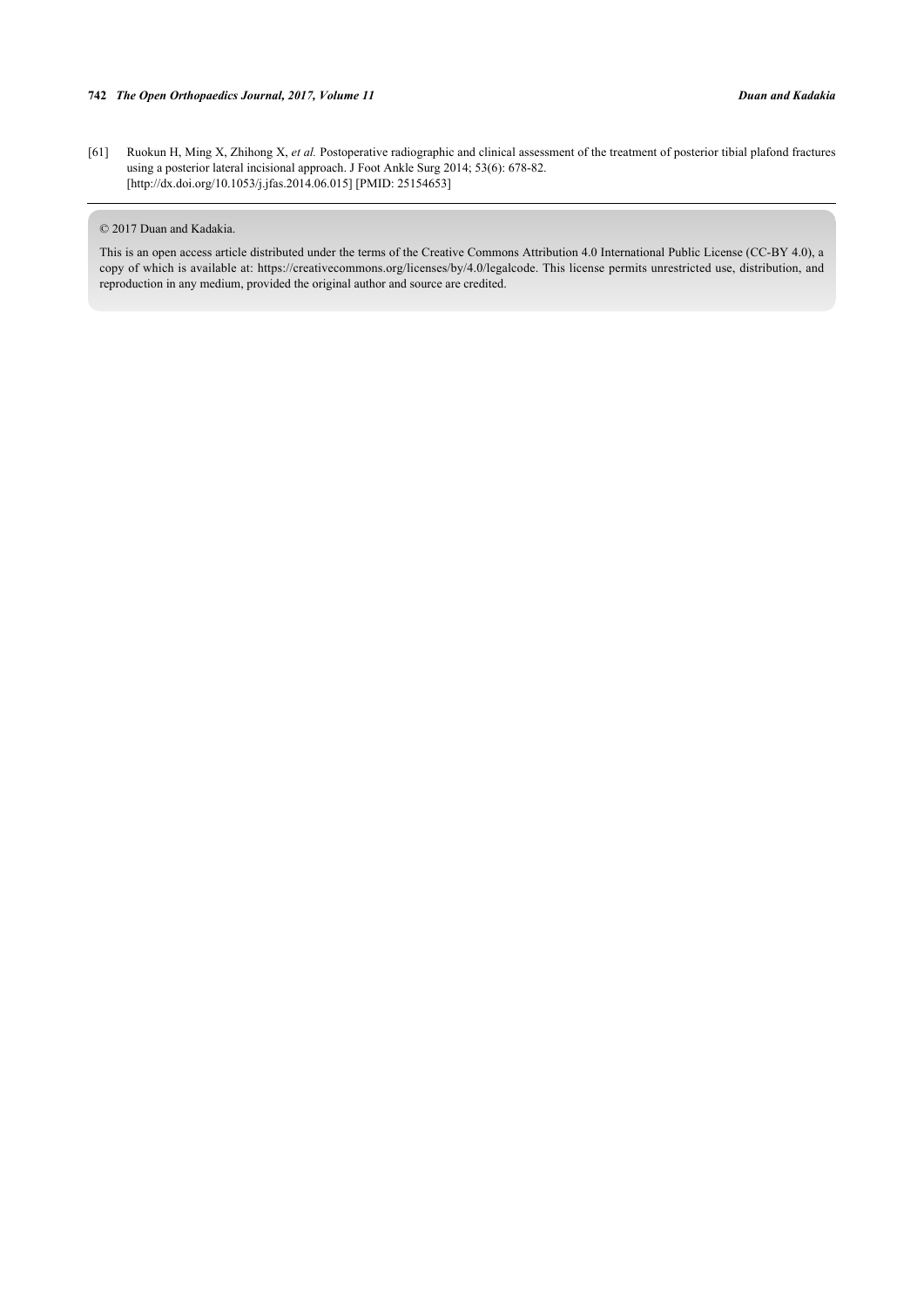[61] Ruokun H, Ming X, Zhihong X, *et al.* Postoperative radiographic and clinical assessment of the treatment of posterior tibial plafond fractures using a posterior lateral incisional approach. J Foot Ankle Surg 2014; 53(6): 678-82. [http://dx.doi.org/10.1053/j.jfas.2014.06.015] [PMID: 25154653]

---

© 2017 Duan and Kadakia.

This is an open access article distributed under the terms of the Creative Commons Attribution 4.0 International Public License (CC-BY 4.0), a copy of which is available at: https://creativecommons.org/licenses/by/4.0/legalcode. This license permits unrestricted use, distribution, and reproduction in any medium, provided the original author and source are credited.